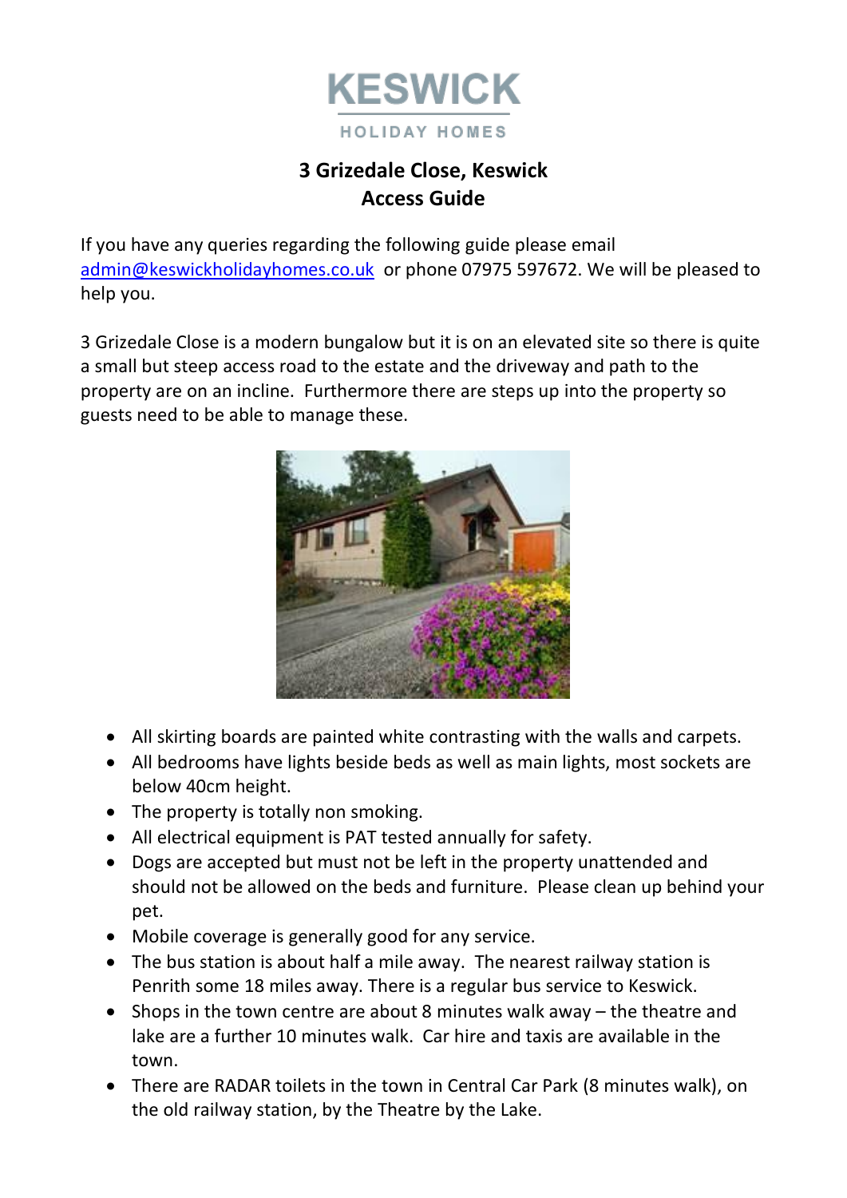KESWICK

HOLIDAY HOMES

# 3 Grizedale Close, Keswick
# Access Guide

If you have any queries regarding the following guide please email admin@keswickholidayhomes.co.uk or phone 07975 597672. We will be pleased to help you.

3 Grizedale Close is a modern bungalow but it is on an elevated site so there is quite a small but steep access road to the estate and the driveway and path to the property are on an incline. Furthermore there are steps up into the property so guests need to be able to manage these.

- All skirting boards are painted white contrasting with the walls and carpets.
- All bedrooms have lights beside beds as well as main lights, most sockets are below 40cm height.
- The property is totally non smoking.
- All electrical equipment is PAT tested annually for safety.
- Dogs are accepted but must not be left in the property unattended and should not be allowed on the beds and furniture. Please clean up behind your pet.
- Mobile coverage is generally good for any service.
- The bus station is about half a mile away. The nearest railway station is Penrith some 18 miles away. There is a regular bus service to Keswick.
- Shops in the town centre are about 8 minutes walk away – the theatre and lake are a further 10 minutes walk. Car hire and taxis are available in the town.
- There are RADAR toilets in the town in Central Car Park (8 minutes walk), on the old railway station, by the Theatre by the Lake.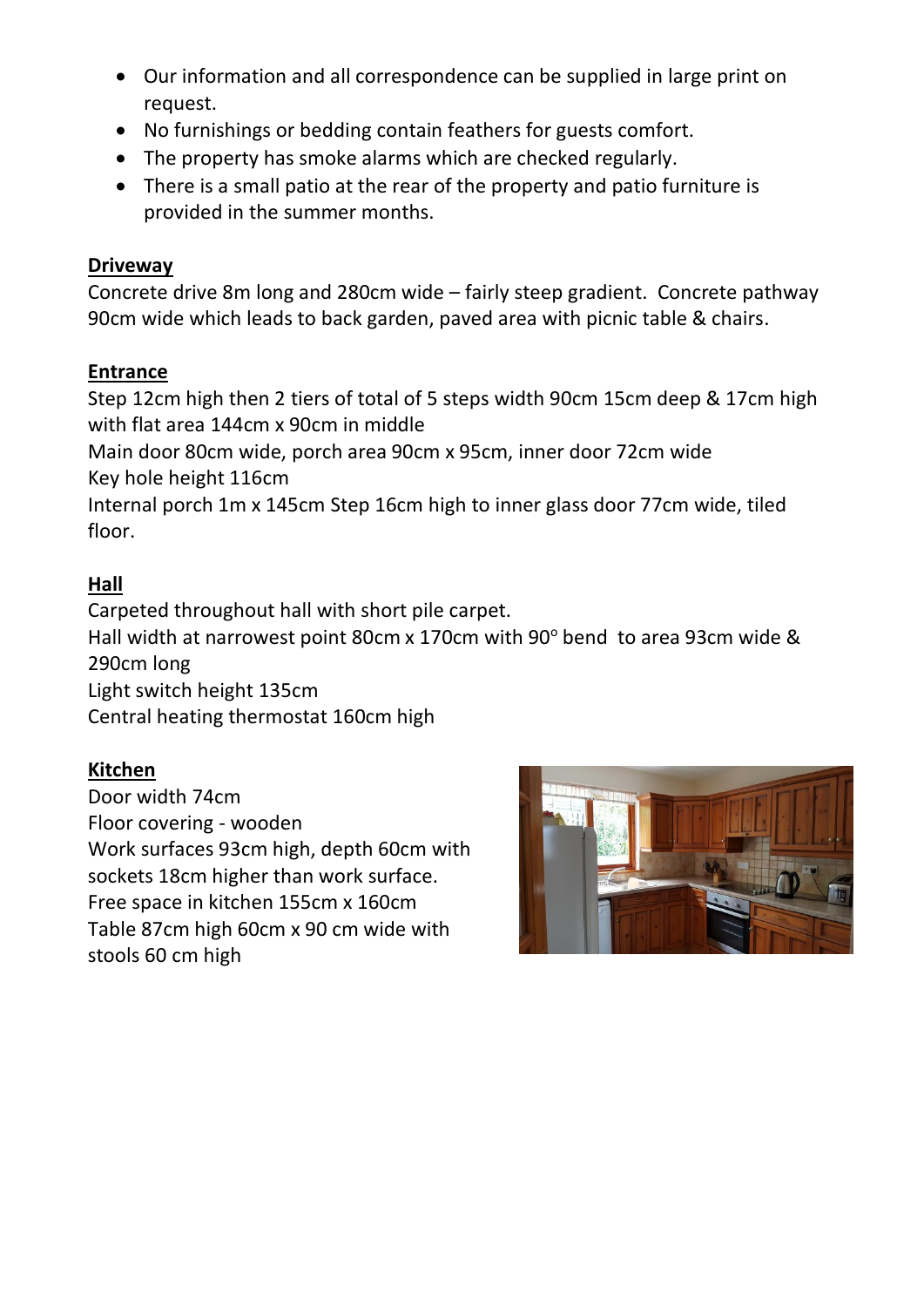- Our information and all correspondence can be supplied in large print on request.
- No furnishings or bedding contain feathers for guests comfort.
- The property has smoke alarms which are checked regularly.
- There is a small patio at the rear of the property and patio furniture is provided in the summer months.

**Driveway**

Concrete drive 8m long and 280cm wide – fairly steep gradient. Concrete pathway 90cm wide which leads to back garden, paved area with picnic table & chairs.

**Entrance**

Step 12cm high then 2 tiers of total of 5 steps width 90cm 15cm deep & 17cm high with flat area 144cm x 90cm in middle

Main door 80cm wide, porch area 90cm x 95cm, inner door 72cm wide

Key hole height 116cm

Internal porch 1m x 145cm Step 16cm high to inner glass door 77cm wide, tiled floor.

**Hall**

Carpeted throughout hall with short pile carpet.

Hall width at narrowest point 80cm x 170cm with 90° bend to area 93cm wide & 290cm long

Light switch height 135cm

Central heating thermostat 160cm high

**Kitchen**

Door width 74cm

Floor covering - wooden

Work surfaces 93cm high, depth 60cm with sockets 18cm higher than work surface.

Free space in kitchen 155cm x 160cm

Table 87cm high 60cm x 90 cm wide with stools 60 cm high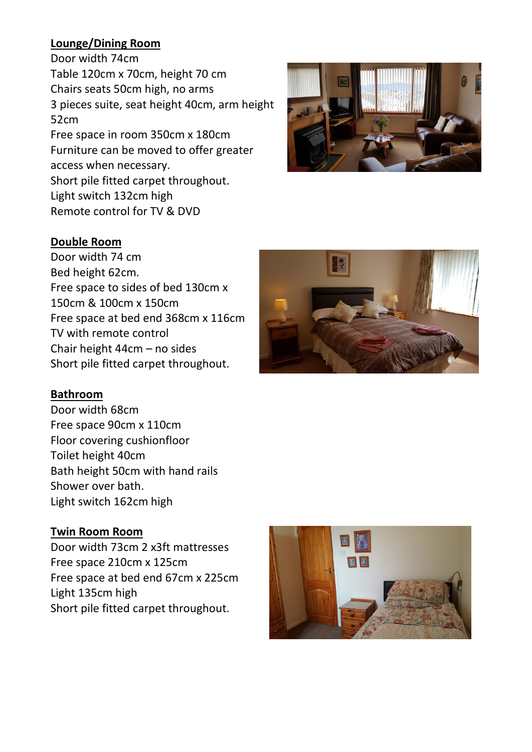## Lounge/Dining Room

Door width 74cm
Table 120cm x 70cm, height 70 cm
Chairs seats 50cm high, no arms
3 pieces suite, seat height 40cm, arm height 52cm
Free space in room 350cm x 180cm
Furniture can be moved to offer greater access when necessary.
Short pile fitted carpet throughout.
Light switch 132cm high
Remote control for TV & DVD

## Double Room

Door width 74 cm
Bed height 62cm.
Free space to sides of bed 130cm x 150cm & 100cm x 150cm
Free space at bed end 368cm x 116cm
TV with remote control
Chair height 44cm – no sides
Short pile fitted carpet throughout.

## Bathroom

Door width 68cm
Free space 90cm x 110cm
Floor covering cushionfloor
Toilet height 40cm
Bath height 50cm with hand rails
Shower over bath.
Light switch 162cm high

## Twin Room Room

Door width 73cm 2 x3ft mattresses
Free space 210cm x 125cm
Free space at bed end 67cm x 225cm
Light 135cm high
Short pile fitted carpet throughout.